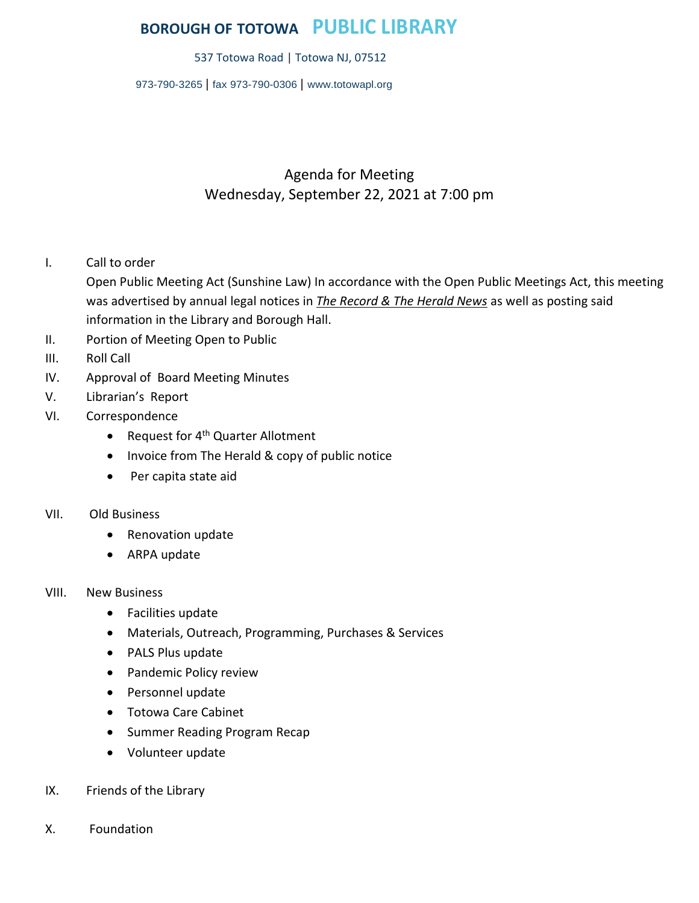# BOROUGH OF TOTOWA PUBLIC LIBRARY

537 Totowa Road | Totowa NJ, 07512

973-790-3265 | fax 973-790-0306 | www.totowapl.org

## Agenda for Meeting
## Wednesday, September 22, 2021 at 7:00 pm

I. Call to order

   Open Public Meeting Act (Sunshine Law) In accordance with the Open Public Meetings Act, this meeting was advertised by annual legal notices in ***The Record & The Herald News*** as well as posting said information in the Library and Borough Hall.

II. Portion of Meeting Open to Public

III. Roll Call

IV. Approval of Board Meeting Minutes

V. Librarian's Report

VI. Correspondence
   - Request for 4th Quarter Allotment
   - Invoice from The Herald & copy of public notice
   - Per capita state aid

VII. Old Business
   - Renovation update
   - ARPA update

VIII. New Business
   - Facilities update
   - Materials, Outreach, Programming, Purchases & Services
   - PALS Plus update
   - Pandemic Policy review
   - Personnel update
   - Totowa Care Cabinet
   - Summer Reading Program Recap
   - Volunteer update

IX. Friends of the Library

X. Foundation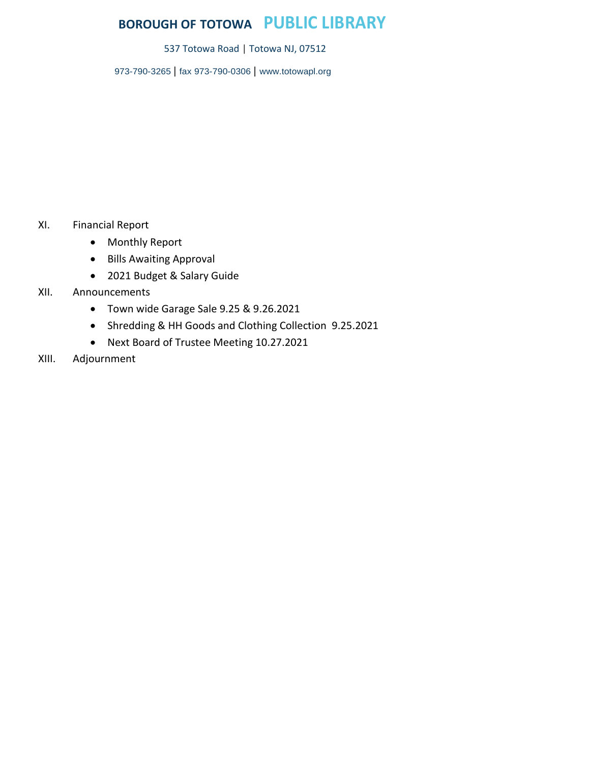# BOROUGH OF TOTOWA PUBLIC LIBRARY

537 Totowa Road | Totowa NJ, 07512

973-790-3265 | fax 973-790-0306 | www.totowapl.org

XI. Financial Report
- Monthly Report
- Bills Awaiting Approval
- 2021 Budget & Salary Guide

XII. Announcements
- Town wide Garage Sale 9.25 & 9.26.2021
- Shredding & HH Goods and Clothing Collection 9.25.2021
- Next Board of Trustee Meeting 10.27.2021

XIII. Adjournment